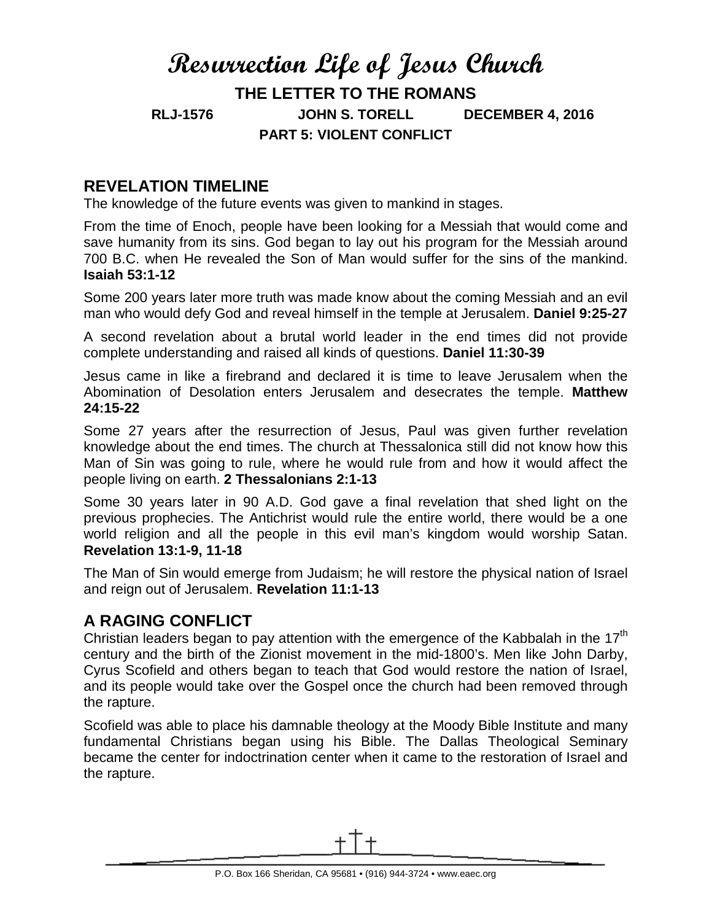# Resurrection Life of Jesus Church

## THE LETTER TO THE ROMANS

**RLJ-1576 JOHN S. TORELL DECEMBER 4, 2016**

**PART 5: VIOLENT CONFLICT**

## REVELATION TIMELINE

The knowledge of the future events was given to mankind in stages.

From the time of Enoch, people have been looking for a Messiah that would come and save humanity from its sins. God began to lay out his program for the Messiah around 700 B.C. when He revealed the Son of Man would suffer for the sins of the mankind. **Isaiah 53:1-12**

Some 200 years later more truth was made know about the coming Messiah and an evil man who would defy God and reveal himself in the temple at Jerusalem. **Daniel 9:25-27**

A second revelation about a brutal world leader in the end times did not provide complete understanding and raised all kinds of questions. **Daniel 11:30-39**

Jesus came in like a firebrand and declared it is time to leave Jerusalem when the Abomination of Desolation enters Jerusalem and desecrates the temple. **Matthew 24:15-22**

Some 27 years after the resurrection of Jesus, Paul was given further revelation knowledge about the end times. The church at Thessalonica still did not know how this Man of Sin was going to rule, where he would rule from and how it would affect the people living on earth. **2 Thessalonians 2:1-13**

Some 30 years later in 90 A.D. God gave a final revelation that shed light on the previous prophecies. The Antichrist would rule the entire world, there would be a one world religion and all the people in this evil man's kingdom would worship Satan. **Revelation 13:1-9, 11-18**

The Man of Sin would emerge from Judaism; he will restore the physical nation of Israel and reign out of Jerusalem. **Revelation 11:1-13**

## A RAGING CONFLICT

Christian leaders began to pay attention with the emergence of the Kabbalah in the 17th century and the birth of the Zionist movement in the mid-1800's. Men like John Darby, Cyrus Scofield and others began to teach that God would restore the nation of Israel, and its people would take over the Gospel once the church had been removed through the rapture.

Scofield was able to place his damnable theology at the Moody Bible Institute and many fundamental Christians began using his Bible. The Dallas Theological Seminary became the center for indoctrination center when it came to the restoration of Israel and the rapture.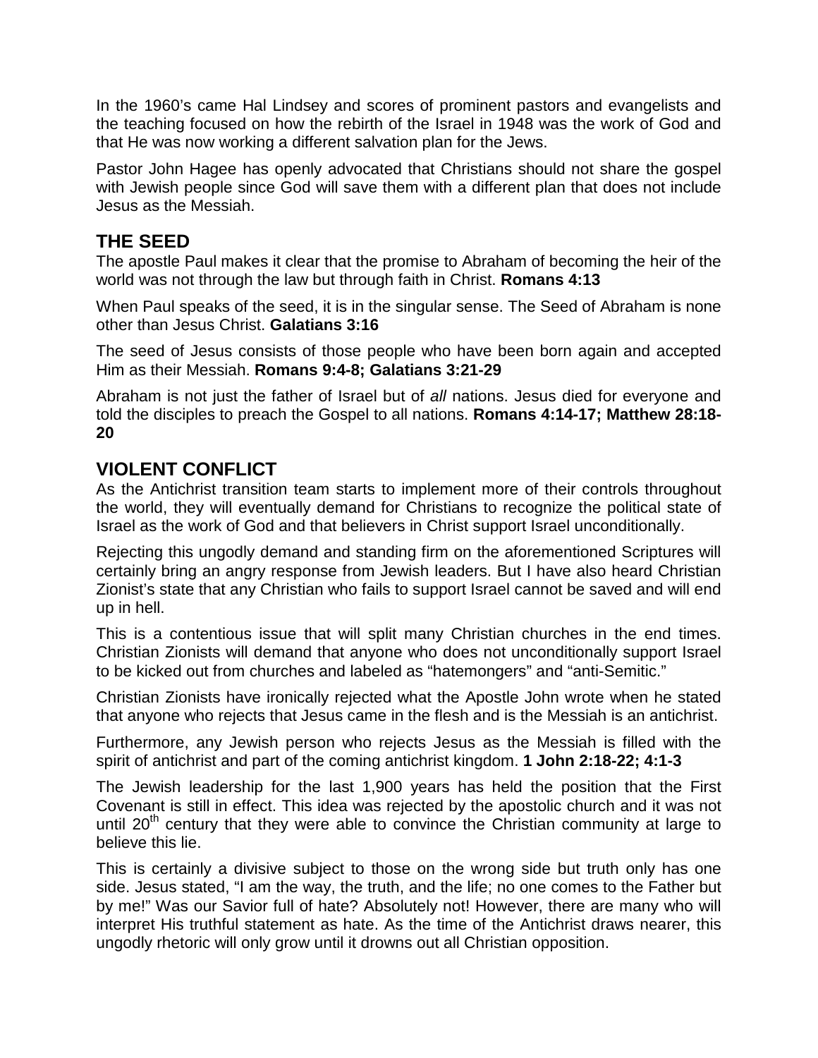In the 1960's came Hal Lindsey and scores of prominent pastors and evangelists and the teaching focused on how the rebirth of the Israel in 1948 was the work of God and that He was now working a different salvation plan for the Jews.

Pastor John Hagee has openly advocated that Christians should not share the gospel with Jewish people since God will save them with a different plan that does not include Jesus as the Messiah.

## THE SEED

The apostle Paul makes it clear that the promise to Abraham of becoming the heir of the world was not through the law but through faith in Christ. **Romans 4:13**

When Paul speaks of the seed, it is in the singular sense. The Seed of Abraham is none other than Jesus Christ. **Galatians 3:16**

The seed of Jesus consists of those people who have been born again and accepted Him as their Messiah. **Romans 9:4-8; Galatians 3:21-29**

Abraham is not just the father of Israel but of *all* nations. Jesus died for everyone and told the disciples to preach the Gospel to all nations. **Romans 4:14-17; Matthew 28:18-20**

## VIOLENT CONFLICT

As the Antichrist transition team starts to implement more of their controls throughout the world, they will eventually demand for Christians to recognize the political state of Israel as the work of God and that believers in Christ support Israel unconditionally.

Rejecting this ungodly demand and standing firm on the aforementioned Scriptures will certainly bring an angry response from Jewish leaders. But I have also heard Christian Zionist's state that any Christian who fails to support Israel cannot be saved and will end up in hell.

This is a contentious issue that will split many Christian churches in the end times. Christian Zionists will demand that anyone who does not unconditionally support Israel to be kicked out from churches and labeled as "hatemongers" and "anti-Semitic."

Christian Zionists have ironically rejected what the Apostle John wrote when he stated that anyone who rejects that Jesus came in the flesh and is the Messiah is an antichrist.

Furthermore, any Jewish person who rejects Jesus as the Messiah is filled with the spirit of antichrist and part of the coming antichrist kingdom. **1 John 2:18-22; 4:1-3**

The Jewish leadership for the last 1,900 years has held the position that the First Covenant is still in effect. This idea was rejected by the apostolic church and it was not until 20th century that they were able to convince the Christian community at large to believe this lie.

This is certainly a divisive subject to those on the wrong side but truth only has one side. Jesus stated, "I am the way, the truth, and the life; no one comes to the Father but by me!" Was our Savior full of hate? Absolutely not! However, there are many who will interpret His truthful statement as hate. As the time of the Antichrist draws nearer, this ungodly rhetoric will only grow until it drowns out all Christian opposition.